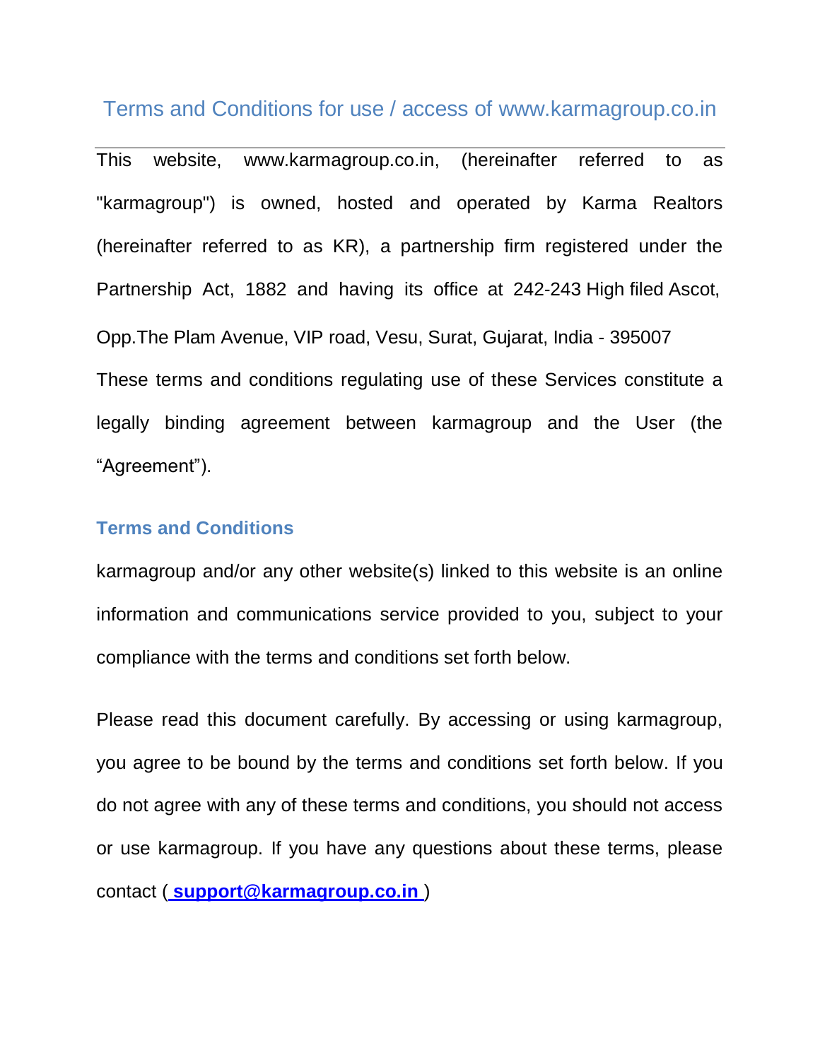# Terms and Conditions for use / access of www.karmagroup.co.in

This website, www.karmagroup.co.in, (hereinafter referred to as "karmagroup") is owned, hosted and operated by Karma Realtors (hereinafter referred to as KR), a partnership firm registered under the Partnership Act, 1882 and having its office at 242-243 High filed Ascot, Opp.The Plam Avenue, VIP road, Vesu, Surat, Gujarat, India - 395007

These terms and conditions regulating use of these Services constitute a legally binding agreement between karmagroup and the User (the “Agreement”).

## Terms and Conditions

karmagroup and/or any other website(s) linked to this website is an online information and communications service provided to you, subject to your compliance with the terms and conditions set forth below.

Please read this document carefully. By accessing or using karmagroup, you agree to be bound by the terms and conditions set forth below. If you do not agree with any of these terms and conditions, you should not access or use karmagroup. If you have any questions about these terms, please contact ( **support@karmagroup.co.in** )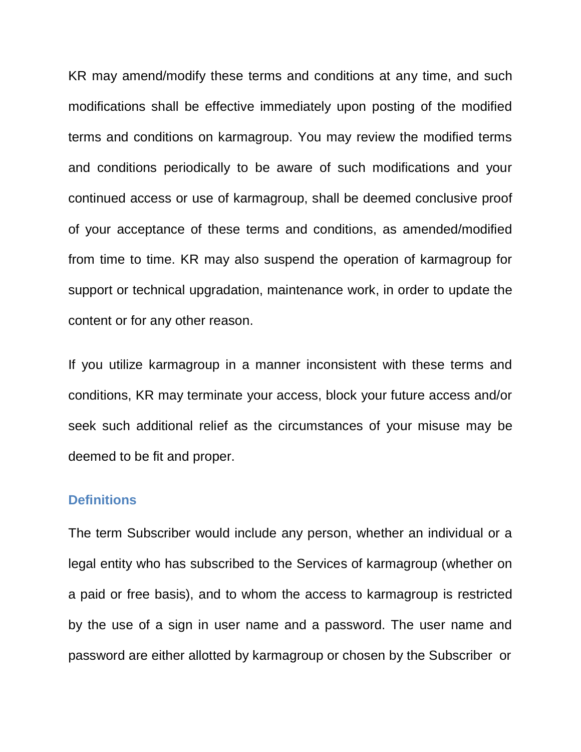KR may amend/modify these terms and conditions at any time, and such modifications shall be effective immediately upon posting of the modified terms and conditions on karmagroup. You may review the modified terms and conditions periodically to be aware of such modifications and your continued access or use of karmagroup, shall be deemed conclusive proof of your acceptance of these terms and conditions, as amended/modified from time to time. KR may also suspend the operation of karmagroup for support or technical upgradation, maintenance work, in order to update the content or for any other reason.

If you utilize karmagroup in a manner inconsistent with these terms and conditions, KR may terminate your access, block your future access and/or seek such additional relief as the circumstances of your misuse may be deemed to be fit and proper.

### Definitions

The term Subscriber would include any person, whether an individual or a legal entity who has subscribed to the Services of karmagroup (whether on a paid or free basis), and to whom the access to karmagroup is restricted by the use of a sign in user name and a password. The user name and password are either allotted by karmagroup or chosen by the Subscriber or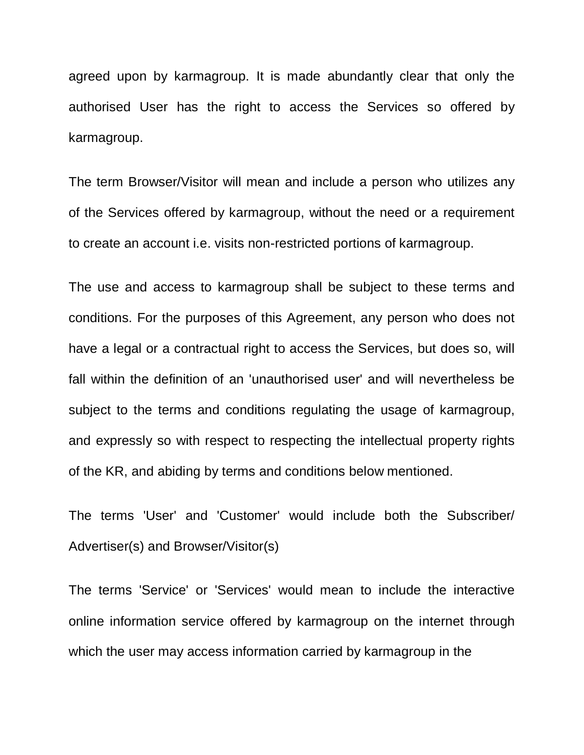agreed upon by karmagroup. It is made abundantly clear that only the authorised User has the right to access the Services so offered by karmagroup.

The term Browser/Visitor will mean and include a person who utilizes any of the Services offered by karmagroup, without the need or a requirement to create an account i.e. visits non-restricted portions of karmagroup.

The use and access to karmagroup shall be subject to these terms and conditions. For the purposes of this Agreement, any person who does not have a legal or a contractual right to access the Services, but does so, will fall within the definition of an 'unauthorised user' and will nevertheless be subject to the terms and conditions regulating the usage of karmagroup, and expressly so with respect to respecting the intellectual property rights of the KR, and abiding by terms and conditions below mentioned.

The terms 'User' and 'Customer' would include both the Subscriber/ Advertiser(s) and Browser/Visitor(s)

The terms 'Service' or 'Services' would mean to include the interactive online information service offered by karmagroup on the internet through which the user may access information carried by karmagroup in the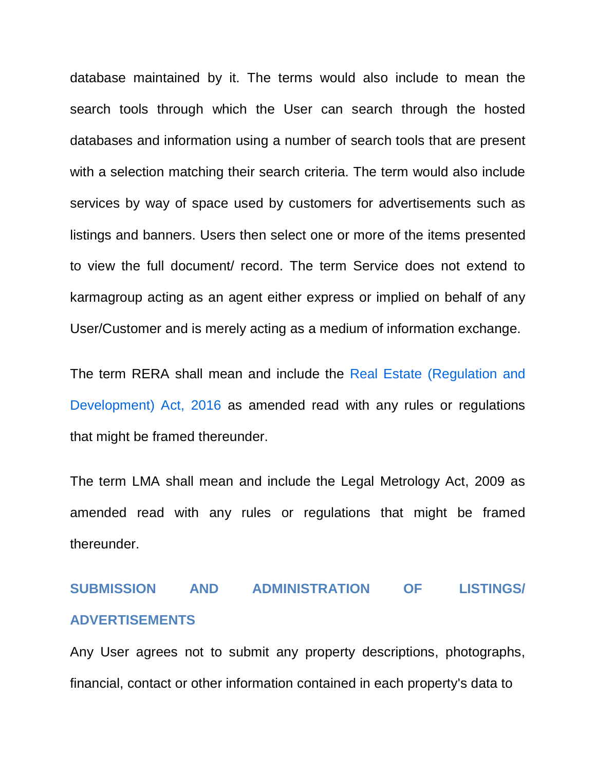database maintained by it. The terms would also include to mean the search tools through which the User can search through the hosted databases and information using a number of search tools that are present with a selection matching their search criteria. The term would also include services by way of space used by customers for advertisements such as listings and banners. Users then select one or more of the items presented to view the full document/ record. The term Service does not extend to karmagroup acting as an agent either express or implied on behalf of any User/Customer and is merely acting as a medium of information exchange.

The term RERA shall mean and include the Real Estate (Regulation and Development) Act, 2016 as amended read with any rules or regulations that might be framed thereunder.

The term LMA shall mean and include the Legal Metrology Act, 2009 as amended read with any rules or regulations that might be framed thereunder.

## SUBMISSION AND ADMINISTRATION OF LISTINGS/ ADVERTISEMENTS

Any User agrees not to submit any property descriptions, photographs, financial, contact or other information contained in each property's data to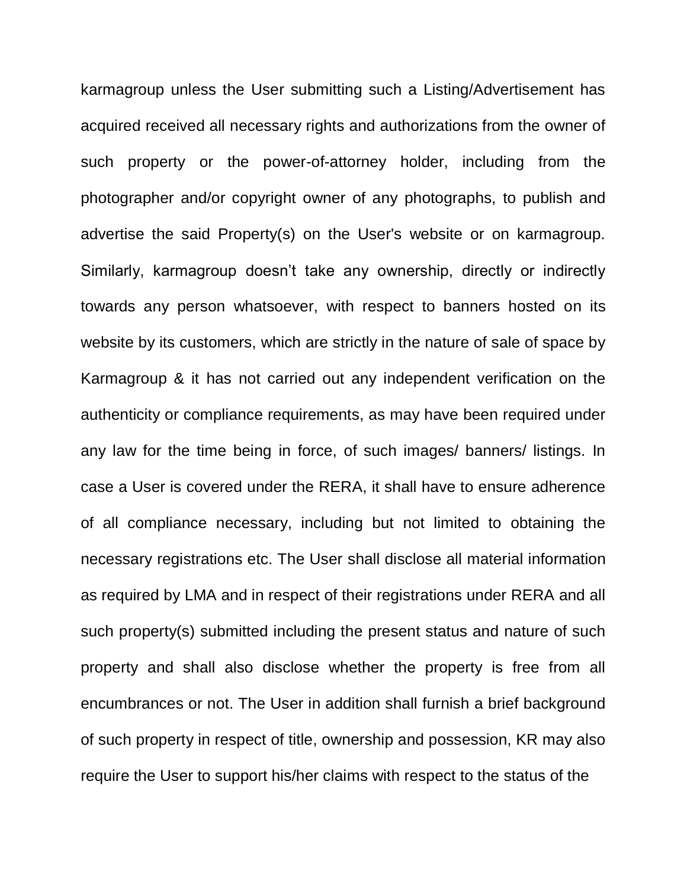karmagroup unless the User submitting such a Listing/Advertisement has acquired received all necessary rights and authorizations from the owner of such property or the power-of-attorney holder, including from the photographer and/or copyright owner of any photographs, to publish and advertise the said Property(s) on the User's website or on karmagroup. Similarly, karmagroup doesn't take any ownership, directly or indirectly towards any person whatsoever, with respect to banners hosted on its website by its customers, which are strictly in the nature of sale of space by Karmagroup & it has not carried out any independent verification on the authenticity or compliance requirements, as may have been required under any law for the time being in force, of such images/ banners/ listings. In case a User is covered under the RERA, it shall have to ensure adherence of all compliance necessary, including but not limited to obtaining the necessary registrations etc. The User shall disclose all material information as required by LMA and in respect of their registrations under RERA and all such property(s) submitted including the present status and nature of such property and shall also disclose whether the property is free from all encumbrances or not. The User in addition shall furnish a brief background of such property in respect of title, ownership and possession, KR may also require the User to support his/her claims with respect to the status of the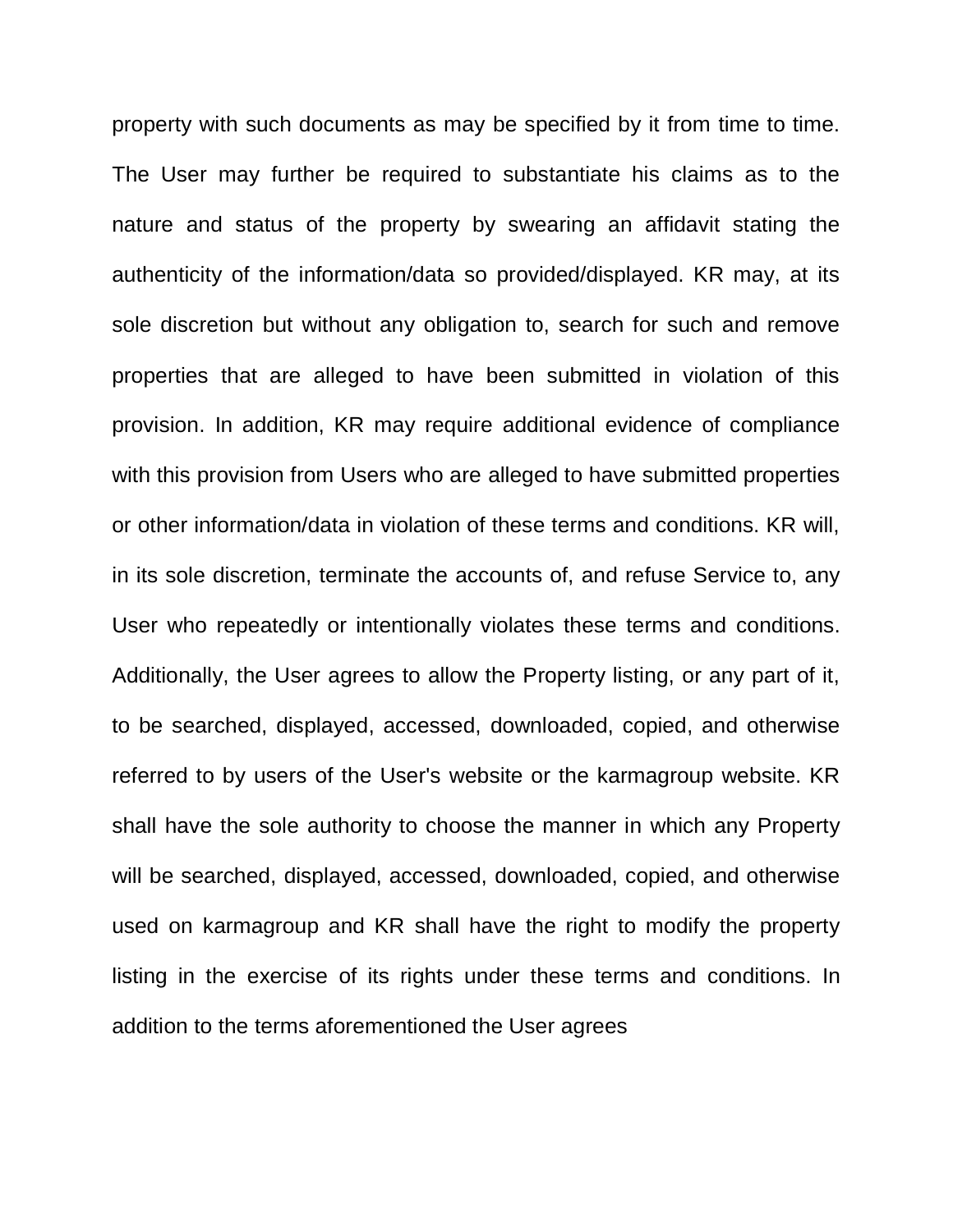property with such documents as may be specified by it from time to time. The User may further be required to substantiate his claims as to the nature and status of the property by swearing an affidavit stating the authenticity of the information/data so provided/displayed. KR may, at its sole discretion but without any obligation to, search for such and remove properties that are alleged to have been submitted in violation of this provision. In addition, KR may require additional evidence of compliance with this provision from Users who are alleged to have submitted properties or other information/data in violation of these terms and conditions. KR will, in its sole discretion, terminate the accounts of, and refuse Service to, any User who repeatedly or intentionally violates these terms and conditions. Additionally, the User agrees to allow the Property listing, or any part of it, to be searched, displayed, accessed, downloaded, copied, and otherwise referred to by users of the User's website or the karmagroup website. KR shall have the sole authority to choose the manner in which any Property will be searched, displayed, accessed, downloaded, copied, and otherwise used on karmagroup and KR shall have the right to modify the property listing in the exercise of its rights under these terms and conditions. In addition to the terms aforementioned the User agrees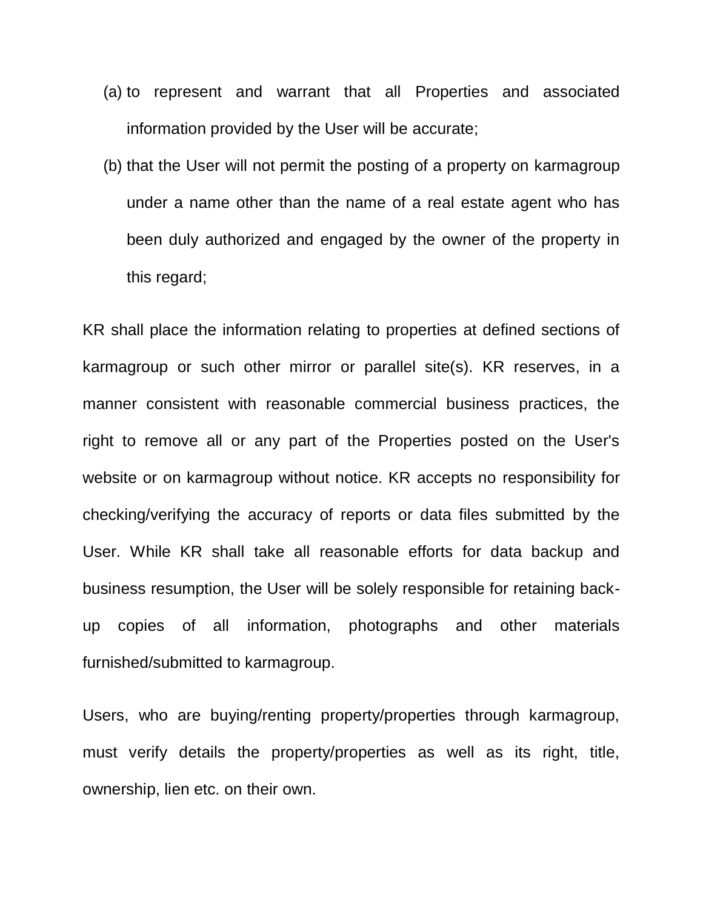(a) to represent and warrant that all Properties and associated information provided by the User will be accurate;

(b) that the User will not permit the posting of a property on karmagroup under a name other than the name of a real estate agent who has been duly authorized and engaged by the owner of the property in this regard;

KR shall place the information relating to properties at defined sections of karmagroup or such other mirror or parallel site(s). KR reserves, in a manner consistent with reasonable commercial business practices, the right to remove all or any part of the Properties posted on the User's website or on karmagroup without notice. KR accepts no responsibility for checking/verifying the accuracy of reports or data files submitted by the User. While KR shall take all reasonable efforts for data backup and business resumption, the User will be solely responsible for retaining back-up copies of all information, photographs and other materials furnished/submitted to karmagroup.

Users, who are buying/renting property/properties through karmagroup, must verify details the property/properties as well as its right, title, ownership, lien etc. on their own.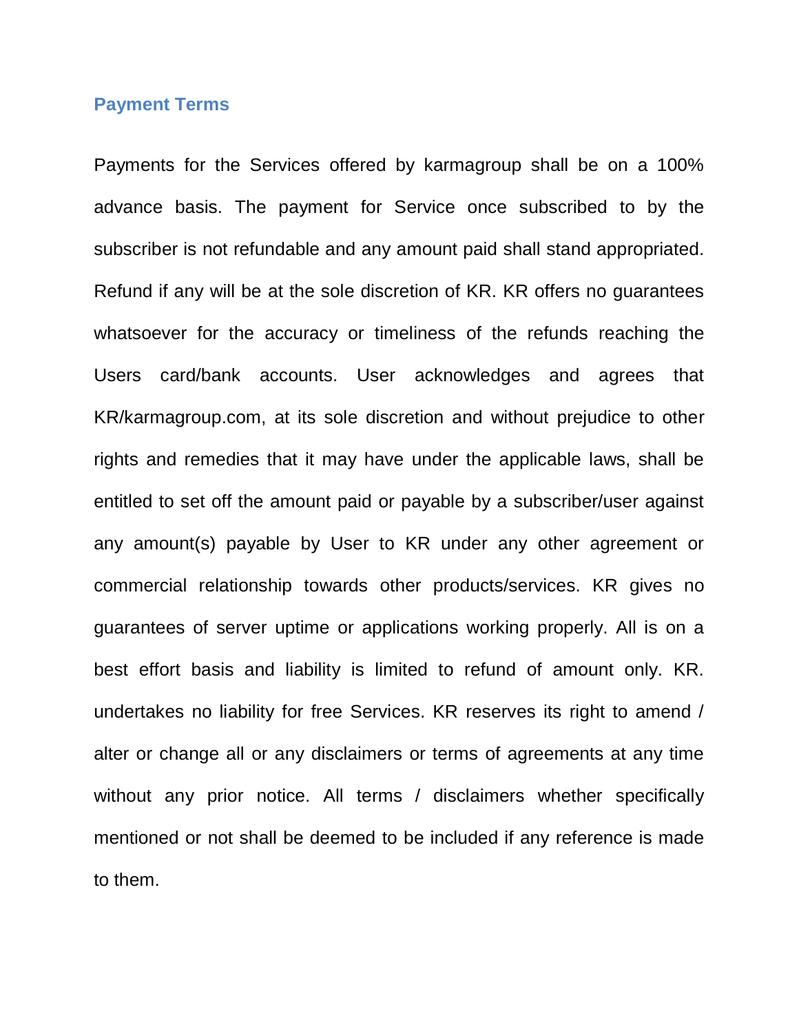## Payment Terms

Payments for the Services offered by karmagroup shall be on a 100% advance basis. The payment for Service once subscribed to by the subscriber is not refundable and any amount paid shall stand appropriated. Refund if any will be at the sole discretion of KR. KR offers no guarantees whatsoever for the accuracy or timeliness of the refunds reaching the Users card/bank accounts. User acknowledges and agrees that KR/karmagroup.com, at its sole discretion and without prejudice to other rights and remedies that it may have under the applicable laws, shall be entitled to set off the amount paid or payable by a subscriber/user against any amount(s) payable by User to KR under any other agreement or commercial relationship towards other products/services. KR gives no guarantees of server uptime or applications working properly. All is on a best effort basis and liability is limited to refund of amount only. KR. undertakes no liability for free Services. KR reserves its right to amend / alter or change all or any disclaimers or terms of agreements at any time without any prior notice. All terms / disclaimers whether specifically mentioned or not shall be deemed to be included if any reference is made to them.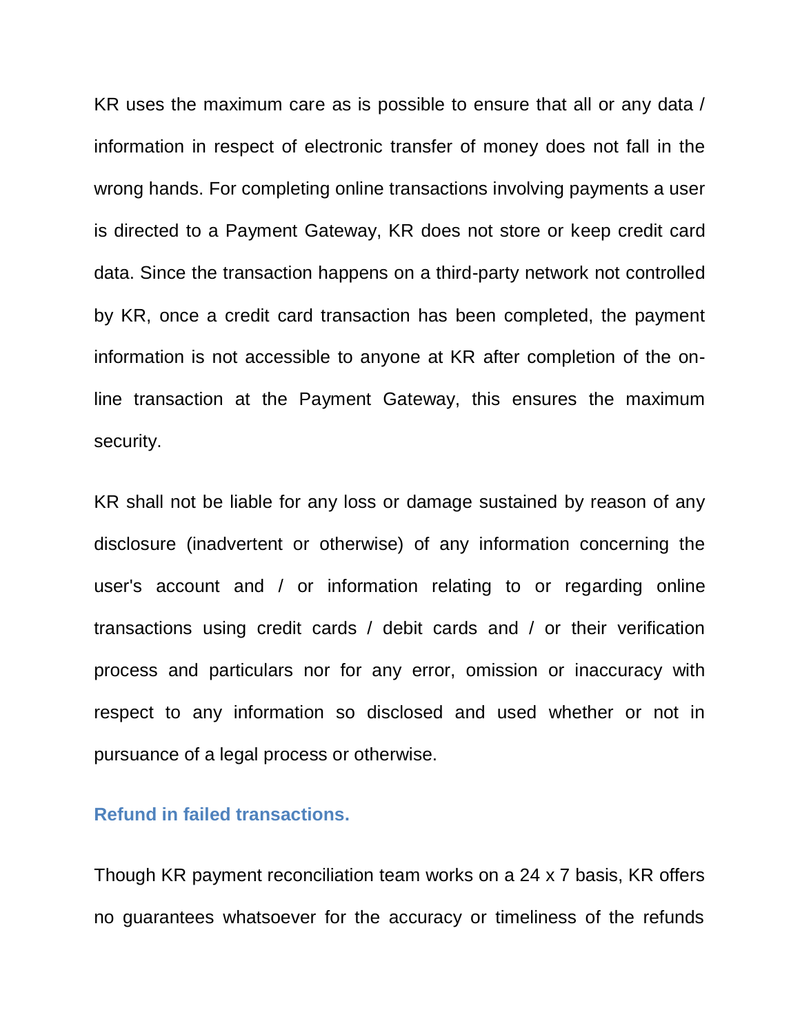KR uses the maximum care as is possible to ensure that all or any data / information in respect of electronic transfer of money does not fall in the wrong hands. For completing online transactions involving payments a user is directed to a Payment Gateway, KR does not store or keep credit card data. Since the transaction happens on a third-party network not controlled by KR, once a credit card transaction has been completed, the payment information is not accessible to anyone at KR after completion of the on-line transaction at the Payment Gateway, this ensures the maximum security.

KR shall not be liable for any loss or damage sustained by reason of any disclosure (inadvertent or otherwise) of any information concerning the user's account and / or information relating to or regarding online transactions using credit cards / debit cards and / or their verification process and particulars nor for any error, omission or inaccuracy with respect to any information so disclosed and used whether or not in pursuance of a legal process or otherwise.

### Refund in failed transactions.

Though KR payment reconciliation team works on a 24 x 7 basis, KR offers no guarantees whatsoever for the accuracy or timeliness of the refunds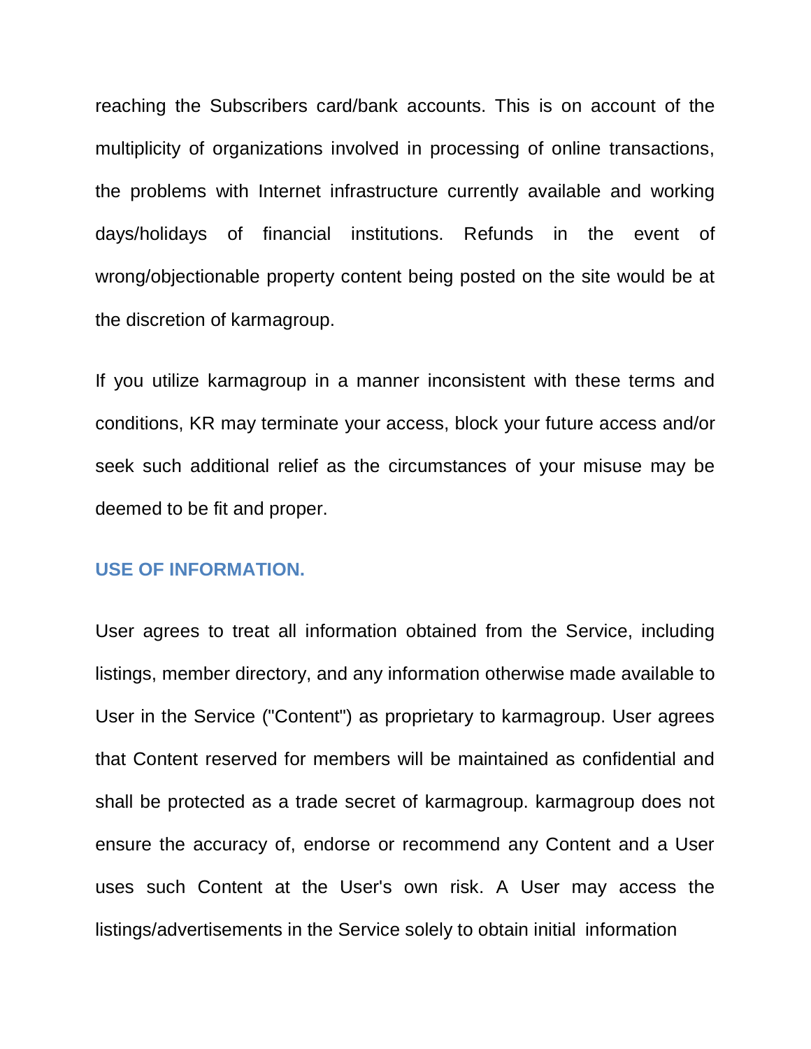reaching the Subscribers card/bank accounts. This is on account of the multiplicity of organizations involved in processing of online transactions, the problems with Internet infrastructure currently available and working days/holidays of financial institutions. Refunds in the event of wrong/objectionable property content being posted on the site would be at the discretion of karmagroup.

If you utilize karmagroup in a manner inconsistent with these terms and conditions, KR may terminate your access, block your future access and/or seek such additional relief as the circumstances of your misuse may be deemed to be fit and proper.

## USE OF INFORMATION.

User agrees to treat all information obtained from the Service, including listings, member directory, and any information otherwise made available to User in the Service ("Content") as proprietary to karmagroup. User agrees that Content reserved for members will be maintained as confidential and shall be protected as a trade secret of karmagroup. karmagroup does not ensure the accuracy of, endorse or recommend any Content and a User uses such Content at the User's own risk. A User may access the listings/advertisements in the Service solely to obtain initial information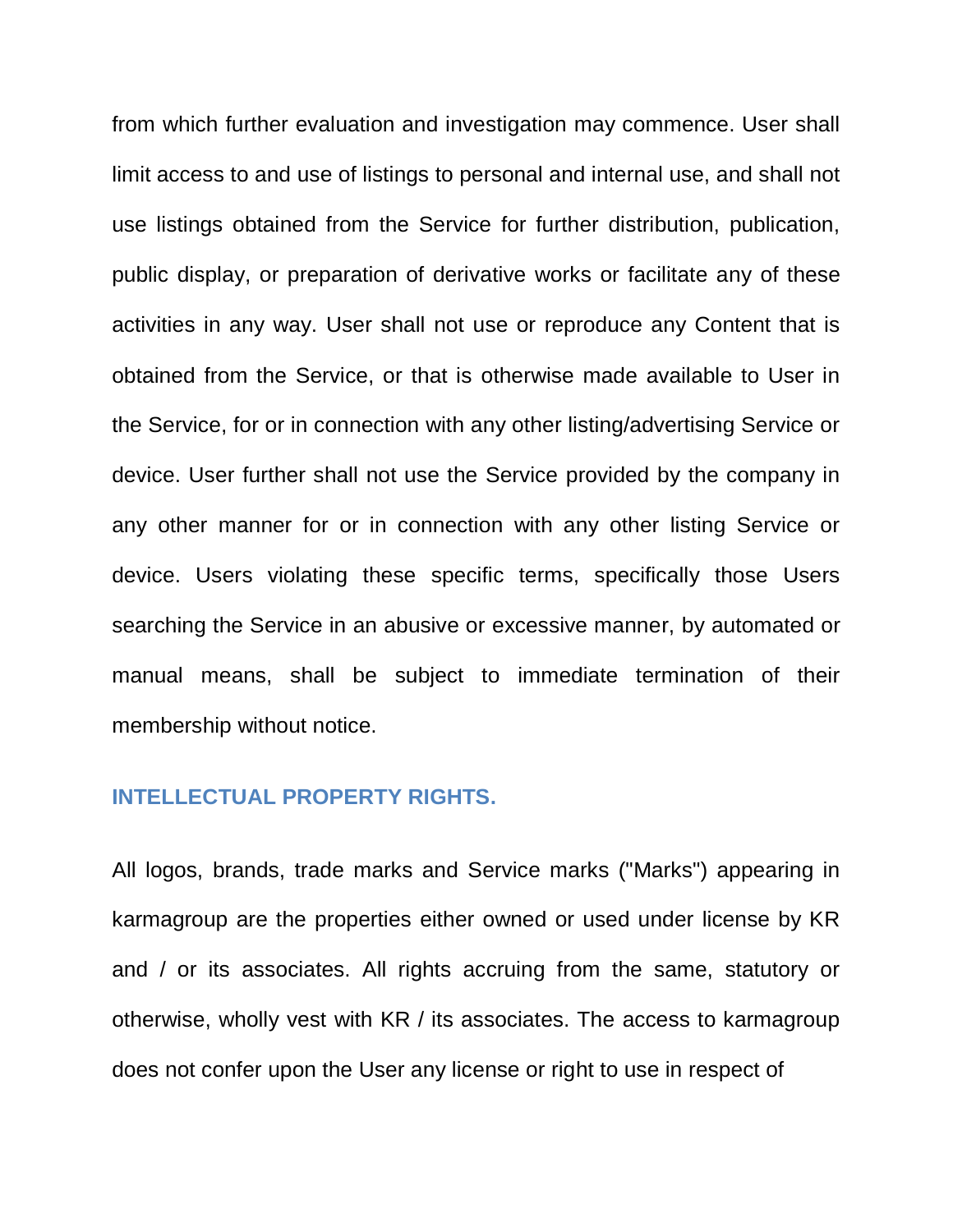from which further evaluation and investigation may commence. User shall limit access to and use of listings to personal and internal use, and shall not use listings obtained from the Service for further distribution, publication, public display, or preparation of derivative works or facilitate any of these activities in any way. User shall not use or reproduce any Content that is obtained from the Service, or that is otherwise made available to User in the Service, for or in connection with any other listing/advertising Service or device. User further shall not use the Service provided by the company in any other manner for or in connection with any other listing Service or device. Users violating these specific terms, specifically those Users searching the Service in an abusive or excessive manner, by automated or manual means, shall be subject to immediate termination of their membership without notice.

## INTELLECTUAL PROPERTY RIGHTS.

All logos, brands, trade marks and Service marks ("Marks") appearing in karmagroup are the properties either owned or used under license by KR and / or its associates. All rights accruing from the same, statutory or otherwise, wholly vest with KR / its associates. The access to karmagroup does not confer upon the User any license or right to use in respect of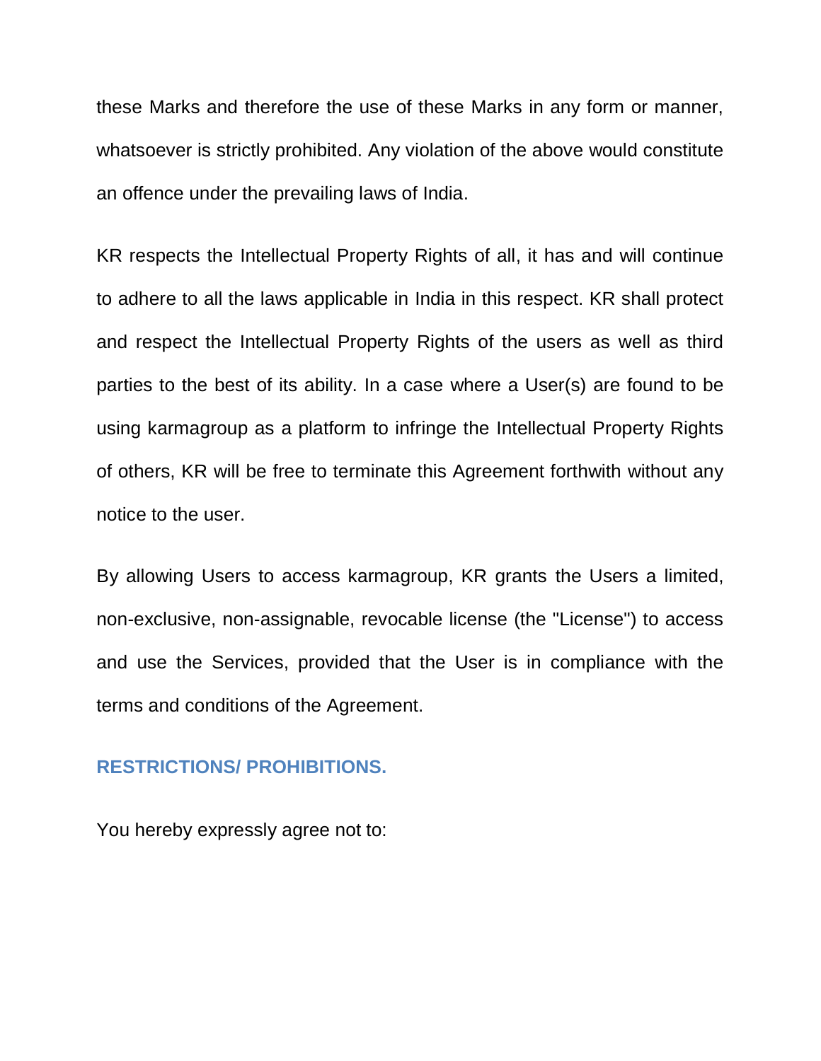these Marks and therefore the use of these Marks in any form or manner, whatsoever is strictly prohibited. Any violation of the above would constitute an offence under the prevailing laws of India.

KR respects the Intellectual Property Rights of all, it has and will continue to adhere to all the laws applicable in India in this respect. KR shall protect and respect the Intellectual Property Rights of the users as well as third parties to the best of its ability. In a case where a User(s) are found to be using karmagroup as a platform to infringe the Intellectual Property Rights of others, KR will be free to terminate this Agreement forthwith without any notice to the user.

By allowing Users to access karmagroup, KR grants the Users a limited, non-exclusive, non-assignable, revocable license (the "License") to access and use the Services, provided that the User is in compliance with the terms and conditions of the Agreement.

## RESTRICTIONS/ PROHIBITIONS.

You hereby expressly agree not to: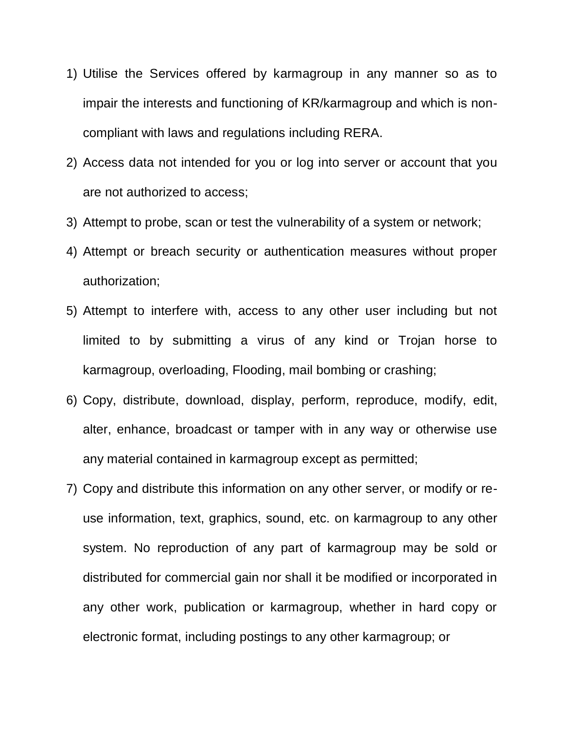1) Utilise the Services offered by karmagroup in any manner so as to impair the interests and functioning of KR/karmagroup and which is non-compliant with laws and regulations including RERA.
2) Access data not intended for you or log into server or account that you are not authorized to access;
3) Attempt to probe, scan or test the vulnerability of a system or network;
4) Attempt or breach security or authentication measures without proper authorization;
5) Attempt to interfere with, access to any other user including but not limited to by submitting a virus of any kind or Trojan horse to karmagroup, overloading, Flooding, mail bombing or crashing;
6) Copy, distribute, download, display, perform, reproduce, modify, edit, alter, enhance, broadcast or tamper with in any way or otherwise use any material contained in karmagroup except as permitted;
7) Copy and distribute this information on any other server, or modify or re-use information, text, graphics, sound, etc. on karmagroup to any other system. No reproduction of any part of karmagroup may be sold or distributed for commercial gain nor shall it be modified or incorporated in any other work, publication or karmagroup, whether in hard copy or electronic format, including postings to any other karmagroup; or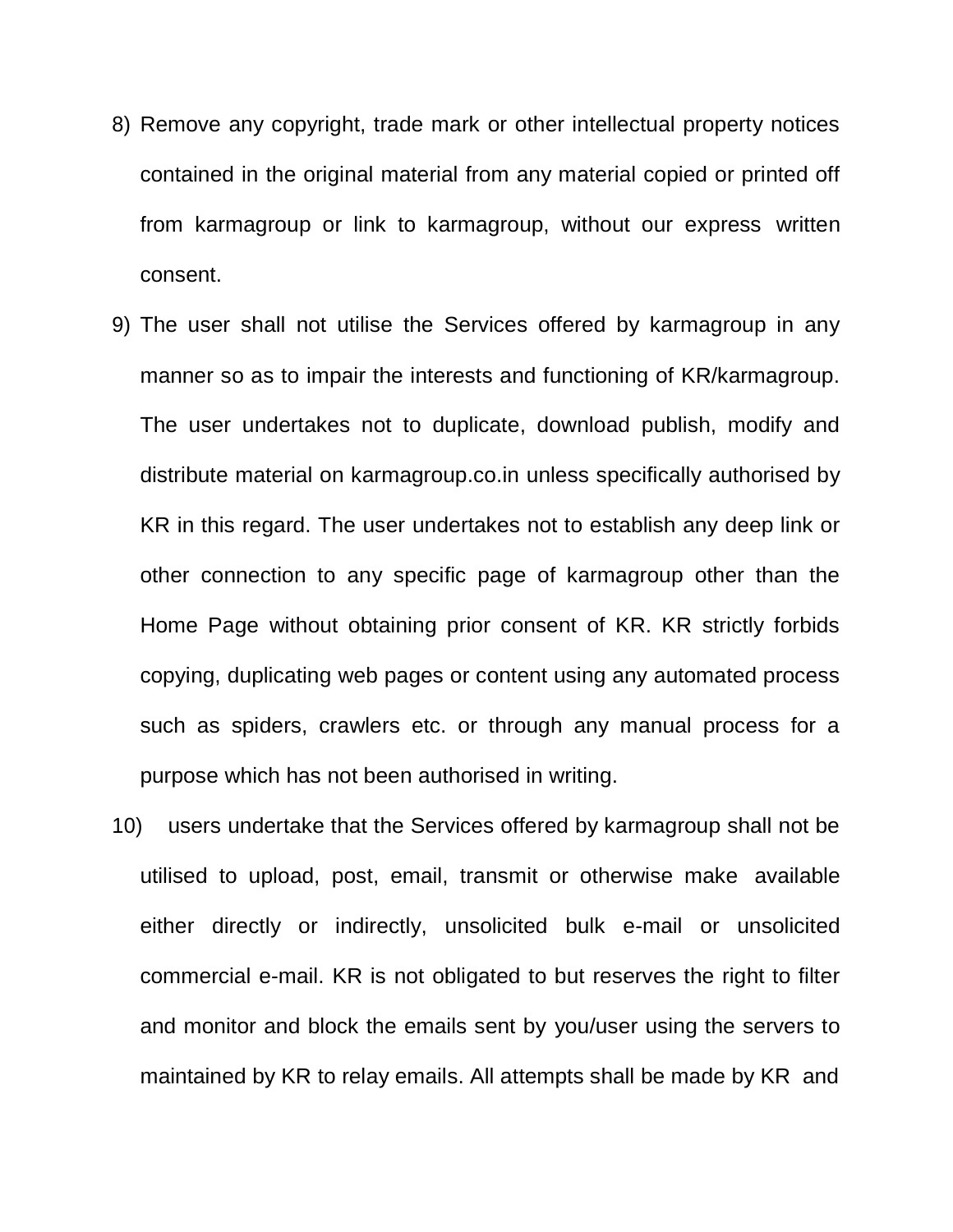8) Remove any copyright, trade mark or other intellectual property notices contained in the original material from any material copied or printed off from karmagroup or link to karmagroup, without our express written consent.

9) The user shall not utilise the Services offered by karmagroup in any manner so as to impair the interests and functioning of KR/karmagroup. The user undertakes not to duplicate, download publish, modify and distribute material on karmagroup.co.in unless specifically authorised by KR in this regard. The user undertakes not to establish any deep link or other connection to any specific page of karmagroup other than the Home Page without obtaining prior consent of KR. KR strictly forbids copying, duplicating web pages or content using any automated process such as spiders, crawlers etc. or through any manual process for a purpose which has not been authorised in writing.

10) users undertake that the Services offered by karmagroup shall not be utilised to upload, post, email, transmit or otherwise make available either directly or indirectly, unsolicited bulk e-mail or unsolicited commercial e-mail. KR is not obligated to but reserves the right to filter and monitor and block the emails sent by you/user using the servers to maintained by KR to relay emails. All attempts shall be made by KR and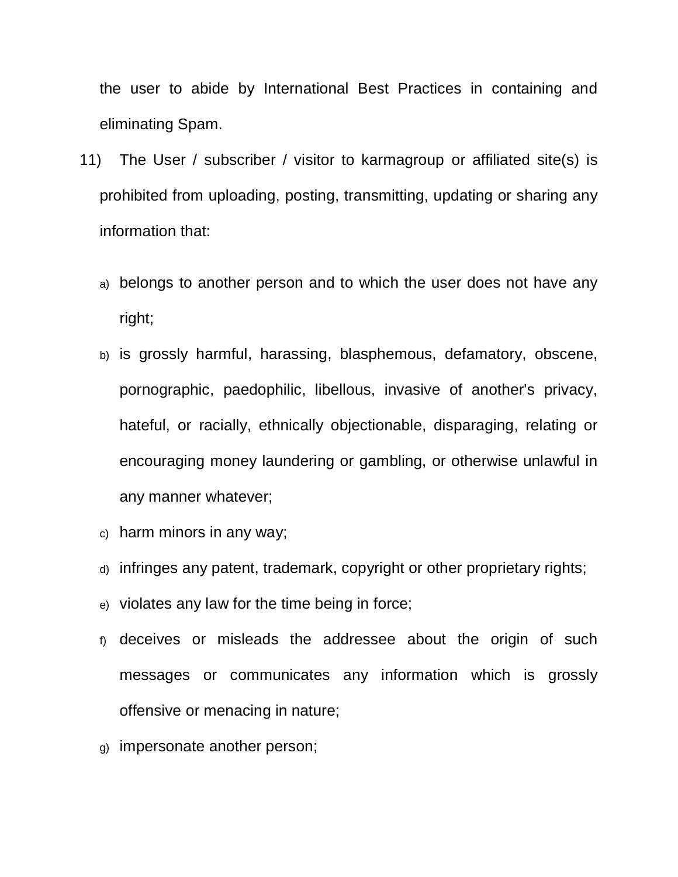the user to abide by International Best Practices in containing and eliminating Spam.

11) The User / subscriber / visitor to karmagroup or affiliated site(s) is prohibited from uploading, posting, transmitting, updating or sharing any information that:

   a) belongs to another person and to which the user does not have any right;
   b) is grossly harmful, harassing, blasphemous, defamatory, obscene, pornographic, paedophilic, libellous, invasive of another's privacy, hateful, or racially, ethnically objectionable, disparaging, relating or encouraging money laundering or gambling, or otherwise unlawful in any manner whatever;
   c) harm minors in any way;
   d) infringes any patent, trademark, copyright or other proprietary rights;
   e) violates any law for the time being in force;
   f) deceives or misleads the addressee about the origin of such messages or communicates any information which is grossly offensive or menacing in nature;
   g) impersonate another person;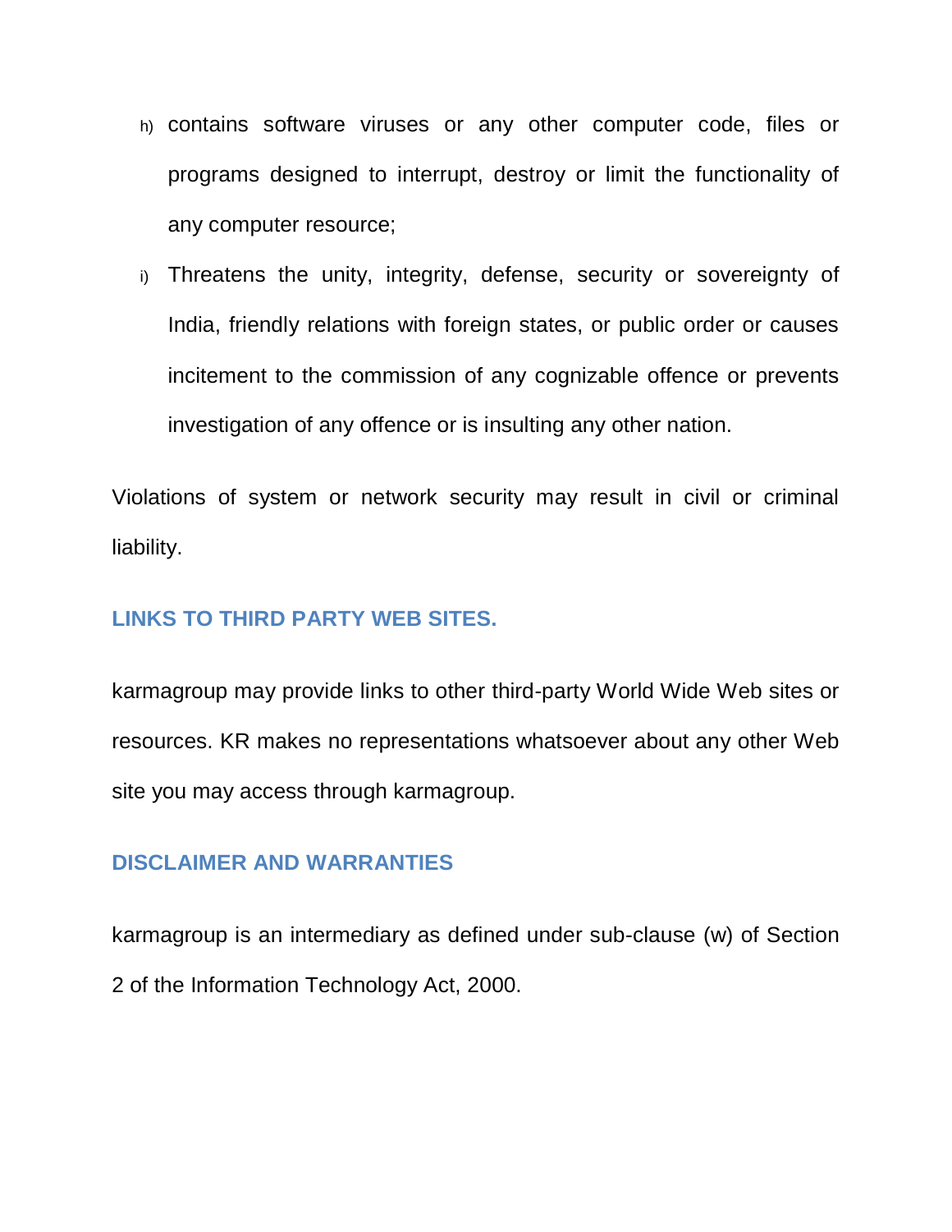h) contains software viruses or any other computer code, files or programs designed to interrupt, destroy or limit the functionality of any computer resource;

i) Threatens the unity, integrity, defense, security or sovereignty of India, friendly relations with foreign states, or public order or causes incitement to the commission of any cognizable offence or prevents investigation of any offence or is insulting any other nation.

Violations of system or network security may result in civil or criminal liability.

## LINKS TO THIRD PARTY WEB SITES.

karmagroup may provide links to other third-party World Wide Web sites or resources. KR makes no representations whatsoever about any other Web site you may access through karmagroup.

## DISCLAIMER AND WARRANTIES

karmagroup is an intermediary as defined under sub-clause (w) of Section 2 of the Information Technology Act, 2000.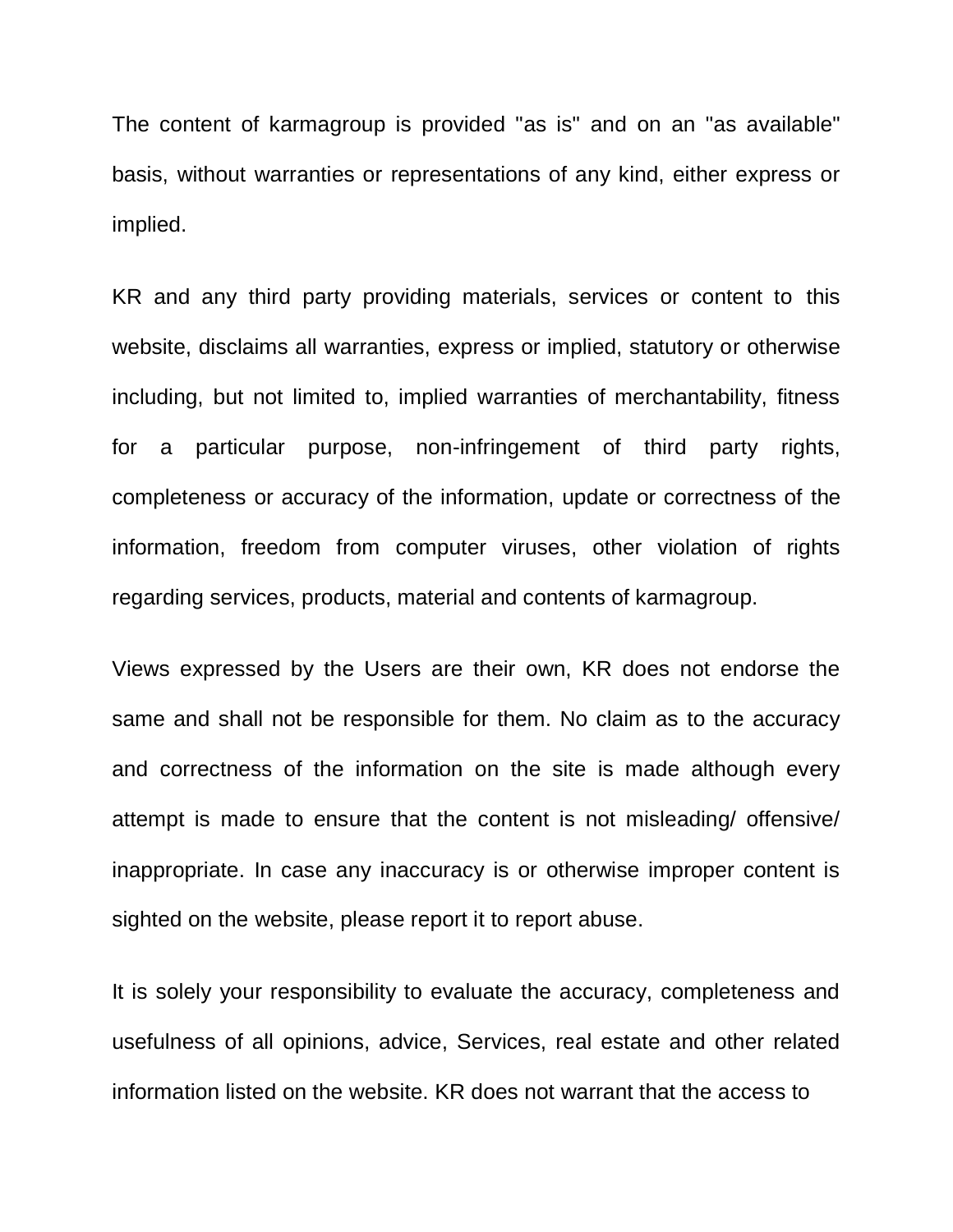The content of karmagroup is provided "as is" and on an "as available" basis, without warranties or representations of any kind, either express or implied.

KR and any third party providing materials, services or content to this website, disclaims all warranties, express or implied, statutory or otherwise including, but not limited to, implied warranties of merchantability, fitness for a particular purpose, non-infringement of third party rights, completeness or accuracy of the information, update or correctness of the information, freedom from computer viruses, other violation of rights regarding services, products, material and contents of karmagroup.

Views expressed by the Users are their own, KR does not endorse the same and shall not be responsible for them. No claim as to the accuracy and correctness of the information on the site is made although every attempt is made to ensure that the content is not misleading/ offensive/ inappropriate. In case any inaccuracy is or otherwise improper content is sighted on the website, please report it to report abuse.

It is solely your responsibility to evaluate the accuracy, completeness and usefulness of all opinions, advice, Services, real estate and other related information listed on the website. KR does not warrant that the access to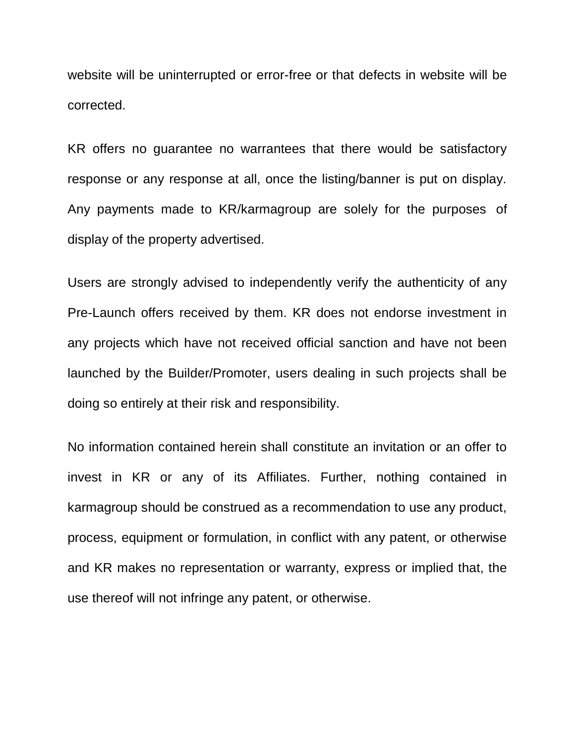website will be uninterrupted or error-free or that defects in website will be corrected.

KR offers no guarantee no warrantees that there would be satisfactory response or any response at all, once the listing/banner is put on display. Any payments made to KR/karmagroup are solely for the purposes of display of the property advertised.

Users are strongly advised to independently verify the authenticity of any Pre-Launch offers received by them. KR does not endorse investment in any projects which have not received official sanction and have not been launched by the Builder/Promoter, users dealing in such projects shall be doing so entirely at their risk and responsibility.

No information contained herein shall constitute an invitation or an offer to invest in KR or any of its Affiliates. Further, nothing contained in karmagroup should be construed as a recommendation to use any product, process, equipment or formulation, in conflict with any patent, or otherwise and KR makes no representation or warranty, express or implied that, the use thereof will not infringe any patent, or otherwise.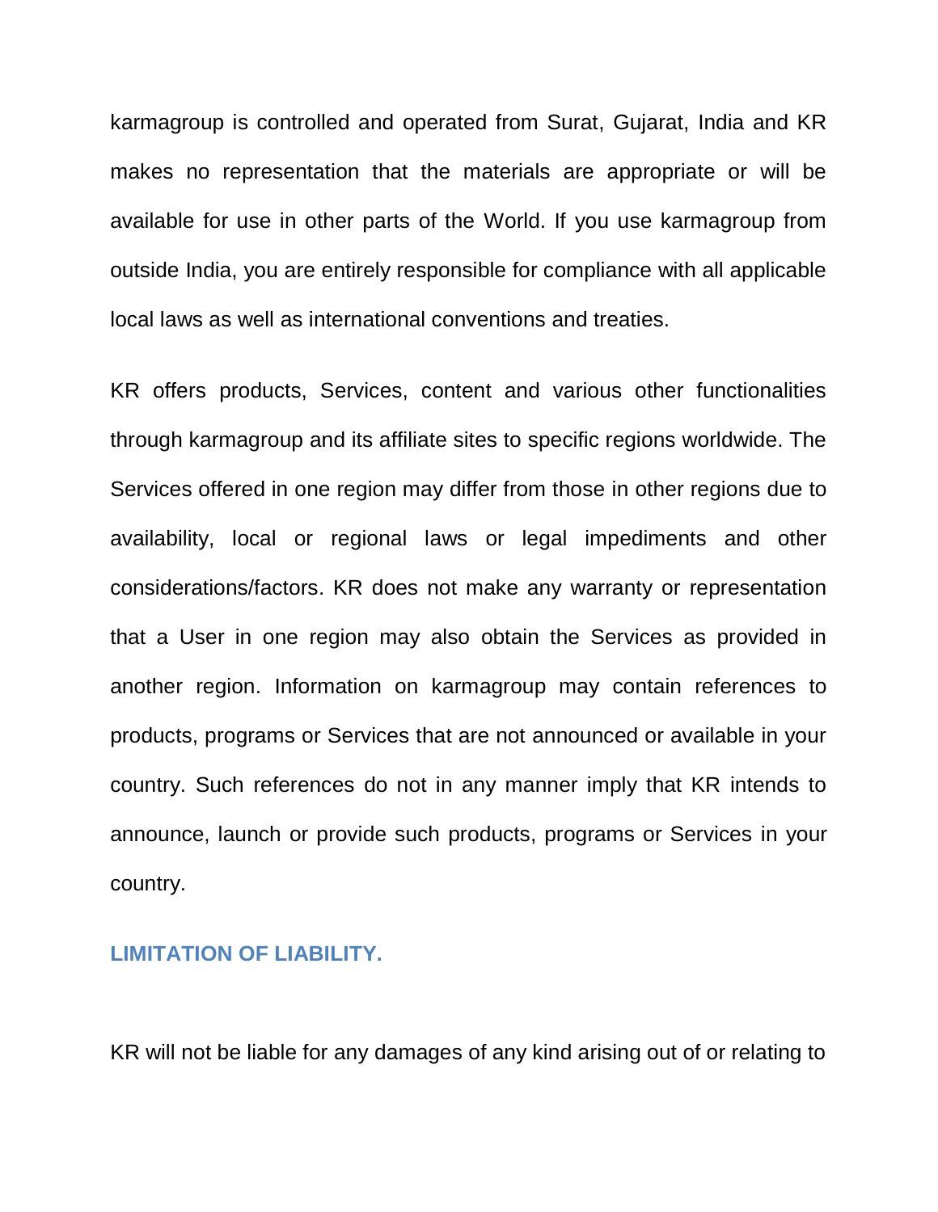karmagroup is controlled and operated from Surat, Gujarat, India and KR makes no representation that the materials are appropriate or will be available for use in other parts of the World. If you use karmagroup from outside India, you are entirely responsible for compliance with all applicable local laws as well as international conventions and treaties.

KR offers products, Services, content and various other functionalities through karmagroup and its affiliate sites to specific regions worldwide. The Services offered in one region may differ from those in other regions due to availability, local or regional laws or legal impediments and other considerations/factors. KR does not make any warranty or representation that a User in one region may also obtain the Services as provided in another region. Information on karmagroup may contain references to products, programs or Services that are not announced or available in your country. Such references do not in any manner imply that KR intends to announce, launch or provide such products, programs or Services in your country.

## LIMITATION OF LIABILITY.

KR will not be liable for any damages of any kind arising out of or relating to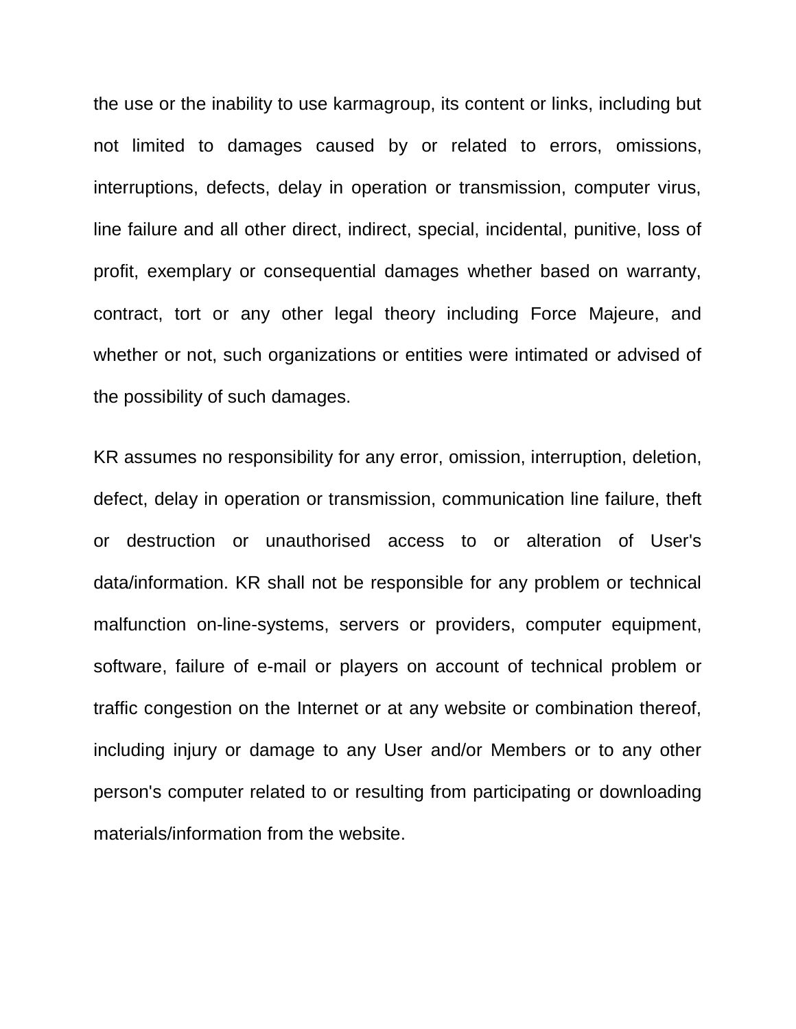the use or the inability to use karmagroup, its content or links, including but not limited to damages caused by or related to errors, omissions, interruptions, defects, delay in operation or transmission, computer virus, line failure and all other direct, indirect, special, incidental, punitive, loss of profit, exemplary or consequential damages whether based on warranty, contract, tort or any other legal theory including Force Majeure, and whether or not, such organizations or entities were intimated or advised of the possibility of such damages.

KR assumes no responsibility for any error, omission, interruption, deletion, defect, delay in operation or transmission, communication line failure, theft or destruction or unauthorised access to or alteration of User's data/information. KR shall not be responsible for any problem or technical malfunction on-line-systems, servers or providers, computer equipment, software, failure of e-mail or players on account of technical problem or traffic congestion on the Internet or at any website or combination thereof, including injury or damage to any User and/or Members or to any other person's computer related to or resulting from participating or downloading materials/information from the website.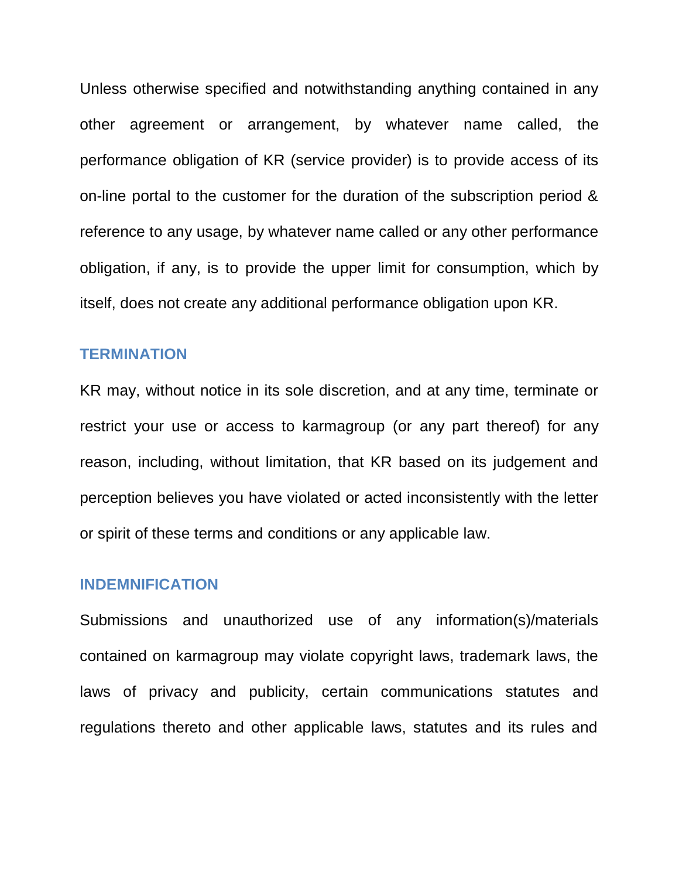Unless otherwise specified and notwithstanding anything contained in any other agreement or arrangement, by whatever name called, the performance obligation of KR (service provider) is to provide access of its on-line portal to the customer for the duration of the subscription period & reference to any usage, by whatever name called or any other performance obligation, if any, is to provide the upper limit for consumption, which by itself, does not create any additional performance obligation upon KR.

## TERMINATION

KR may, without notice in its sole discretion, and at any time, terminate or restrict your use or access to karmagroup (or any part thereof) for any reason, including, without limitation, that KR based on its judgement and perception believes you have violated or acted inconsistently with the letter or spirit of these terms and conditions or any applicable law.

## INDEMNIFICATION

Submissions and unauthorized use of any information(s)/materials contained on karmagroup may violate copyright laws, trademark laws, the laws of privacy and publicity, certain communications statutes and regulations thereto and other applicable laws, statutes and its rules and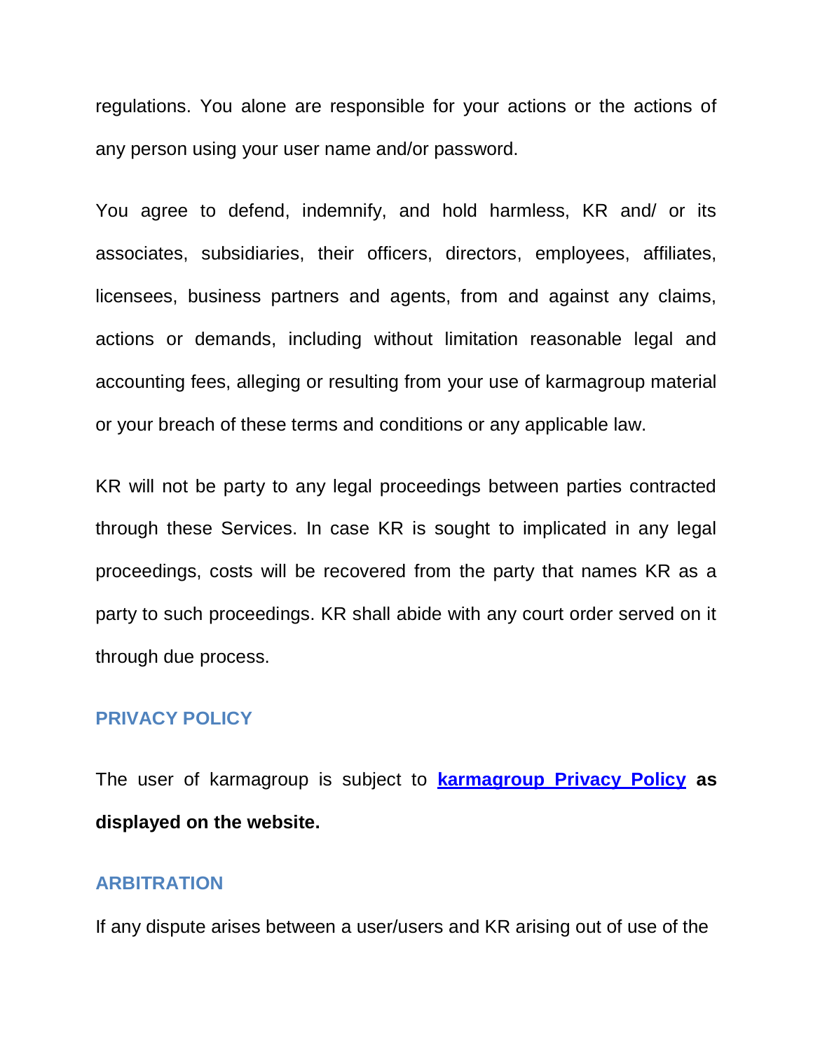regulations. You alone are responsible for your actions or the actions of any person using your user name and/or password.

You agree to defend, indemnify, and hold harmless, KR and/ or its associates, subsidiaries, their officers, directors, employees, affiliates, licensees, business partners and agents, from and against any claims, actions or demands, including without limitation reasonable legal and accounting fees, alleging or resulting from your use of karmagroup material or your breach of these terms and conditions or any applicable law.

KR will not be party to any legal proceedings between parties contracted through these Services. In case KR is sought to implicated in any legal proceedings, costs will be recovered from the party that names KR as a party to such proceedings. KR shall abide with any court order served on it through due process.

## PRIVACY POLICY

The user of karmagroup is subject to **karmagroup Privacy Policy as displayed on the website.**

## ARBITRATION

If any dispute arises between a user/users and KR arising out of use of the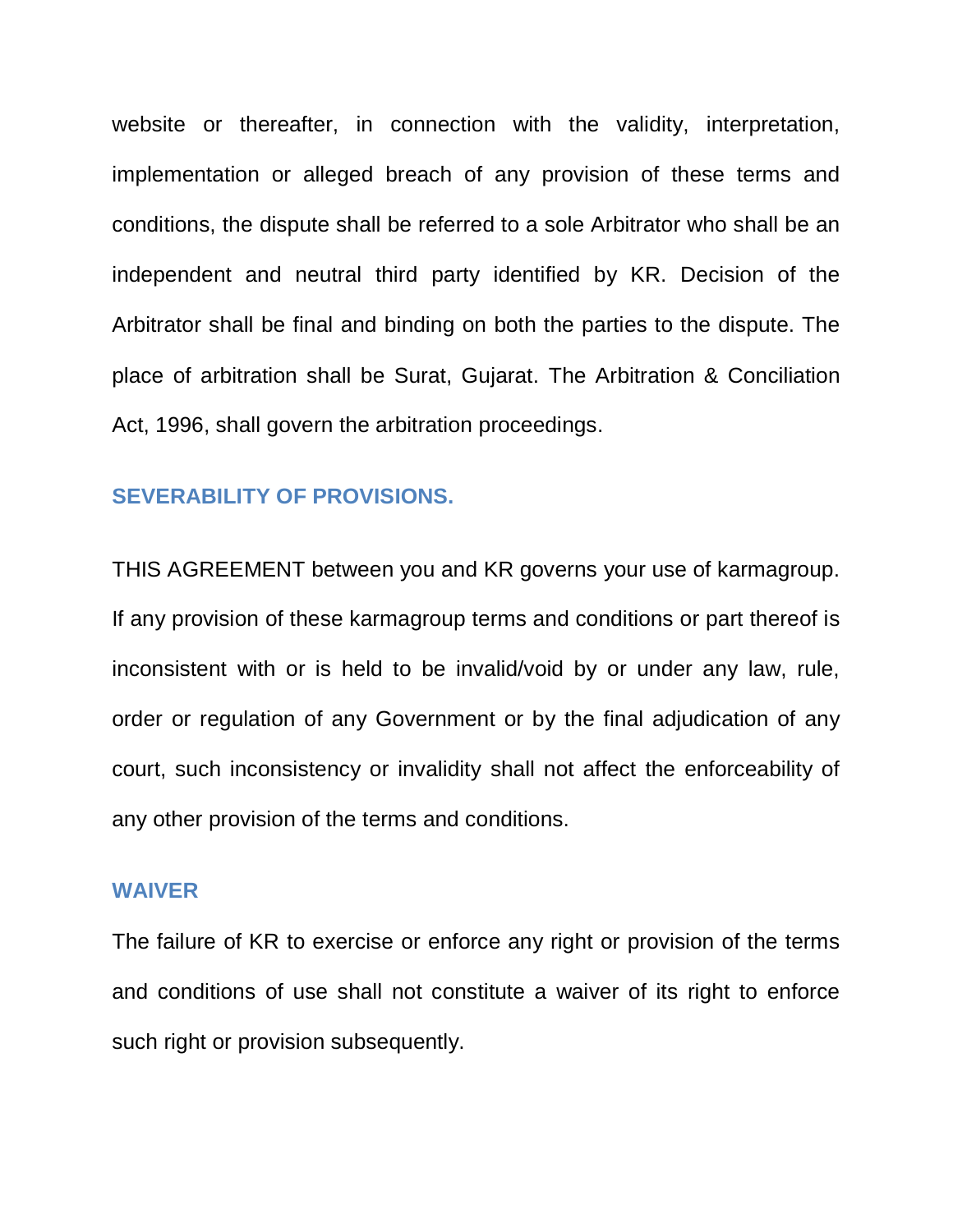website or thereafter, in connection with the validity, interpretation, implementation or alleged breach of any provision of these terms and conditions, the dispute shall be referred to a sole Arbitrator who shall be an independent and neutral third party identified by KR. Decision of the Arbitrator shall be final and binding on both the parties to the dispute. The place of arbitration shall be Surat, Gujarat. The Arbitration & Conciliation Act, 1996, shall govern the arbitration proceedings.

## SEVERABILITY OF PROVISIONS.

THIS AGREEMENT between you and KR governs your use of karmagroup. If any provision of these karmagroup terms and conditions or part thereof is inconsistent with or is held to be invalid/void by or under any law, rule, order or regulation of any Government or by the final adjudication of any court, such inconsistency or invalidity shall not affect the enforceability of any other provision of the terms and conditions.

## WAIVER

The failure of KR to exercise or enforce any right or provision of the terms and conditions of use shall not constitute a waiver of its right to enforce such right or provision subsequently.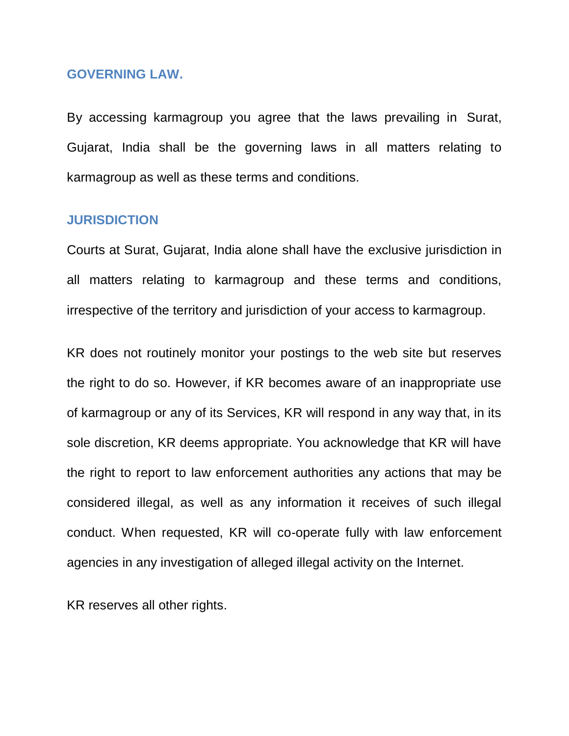## GOVERNING LAW.

By accessing karmagroup you agree that the laws prevailing in Surat, Gujarat, India shall be the governing laws in all matters relating to karmagroup as well as these terms and conditions.

## JURISDICTION

Courts at Surat, Gujarat, India alone shall have the exclusive jurisdiction in all matters relating to karmagroup and these terms and conditions, irrespective of the territory and jurisdiction of your access to karmagroup.

KR does not routinely monitor your postings to the web site but reserves the right to do so. However, if KR becomes aware of an inappropriate use of karmagroup or any of its Services, KR will respond in any way that, in its sole discretion, KR deems appropriate. You acknowledge that KR will have the right to report to law enforcement authorities any actions that may be considered illegal, as well as any information it receives of such illegal conduct. When requested, KR will co-operate fully with law enforcement agencies in any investigation of alleged illegal activity on the Internet.

KR reserves all other rights.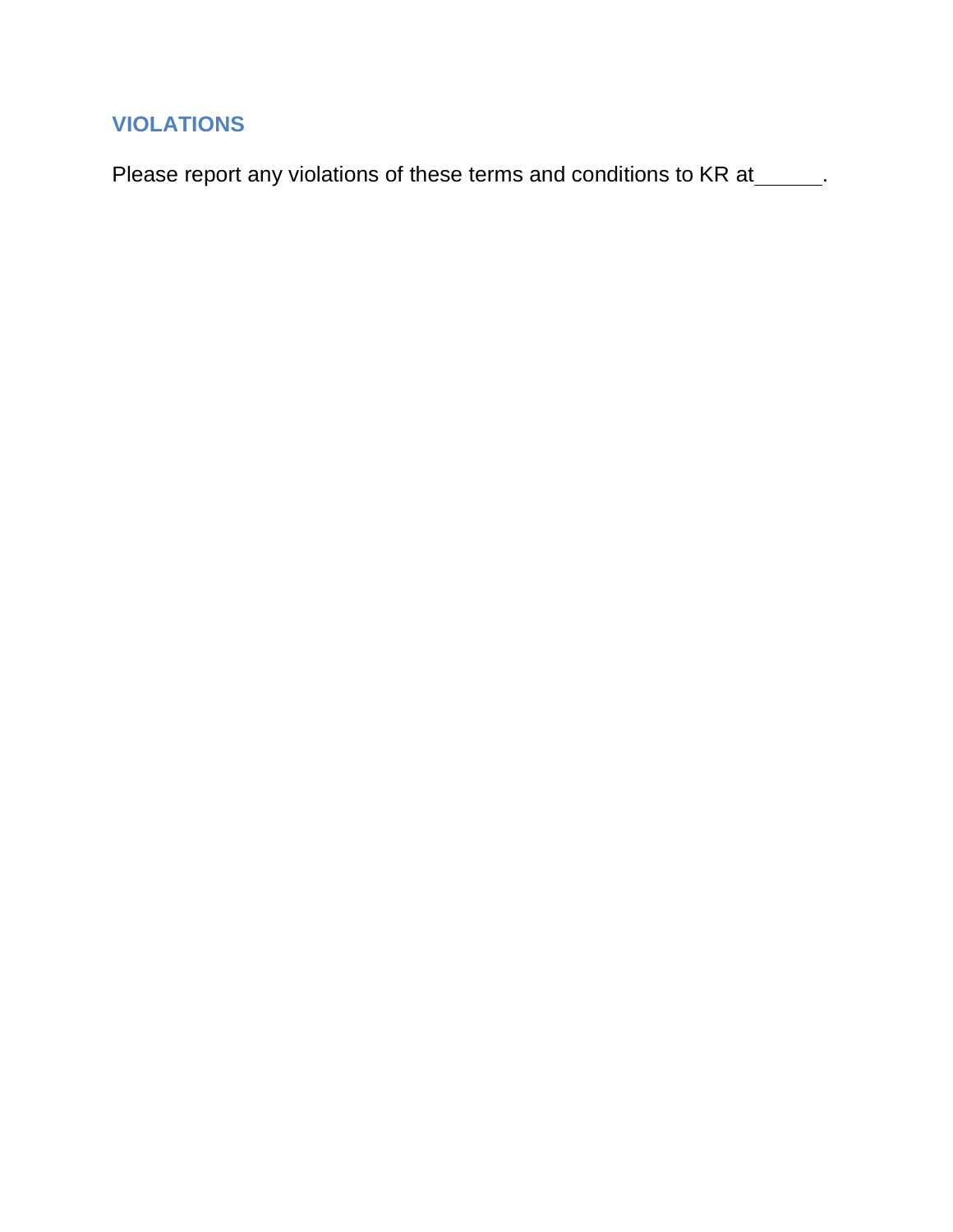## VIOLATIONS

Please report any violations of these terms and conditions to KR at______.